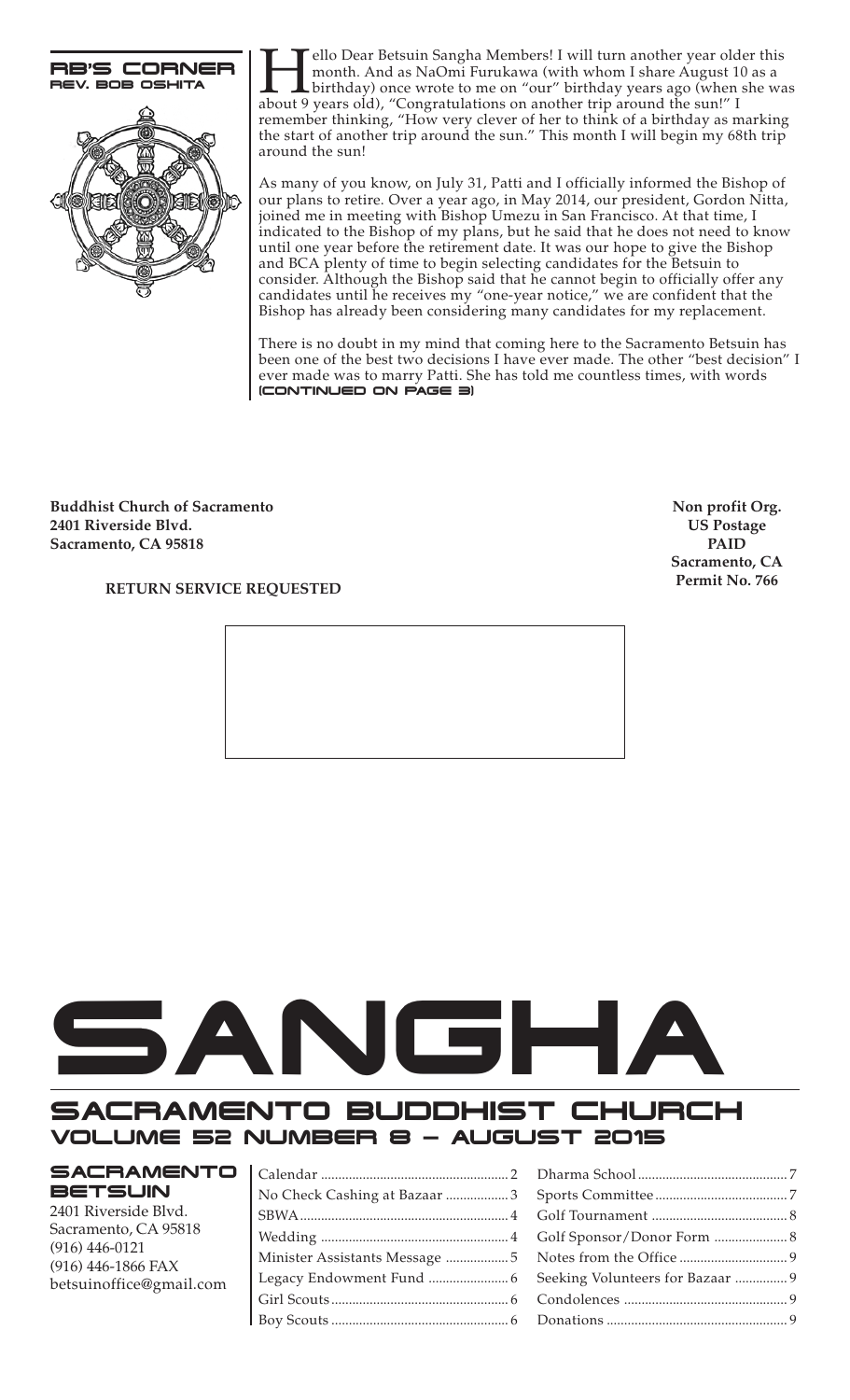## RB'S CORNER
### REV. BOB OSHITA

Hello Dear Betsuin Sangha Members! I will turn another year older this month. And as NaOmi Furukawa (with whom I share August 10 as a birthday) once wrote to me on "our" birthday years ago (when she was about 9 years old), "Congratulations on another trip around the sun!" I remember thinking, "How very clever of her to think of a birthday as marking the start of another trip around the sun." This month I will begin my 68th trip around the sun!

As many of you know, on July 31, Patti and I officially informed the Bishop of our plans to retire. Over a year ago, in May 2014, our president, Gordon Nitta, joined me in meeting with Bishop Umezu in San Francisco. At that time, I indicated to the Bishop of my plans, but he said that he does not need to know until one year before the retirement date. It was our hope to give the Bishop and BCA plenty of time to begin selecting candidates for the Betsuin to consider. Although the Bishop said that he cannot begin to officially offer any candidates until he receives my "one-year notice," we are confident that the Bishop has already been considering many candidates for my replacement.

There is no doubt in my mind that coming here to the Sacramento Betsuin has been one of the best two decisions I have ever made. The other "best decision" I ever made was to marry Patti. She has told me countless times, with words **(CONTINUED ON PAGE 3)**

**Buddhist Church of Sacramento**
**2401 Riverside Blvd.**
**Sacramento, CA 95818**

**RETURN SERVICE REQUESTED**

**Non profit Org.**
**US Postage**
**PAID**
**Sacramento, CA**
**Permit No. 766**

# SANGHA

## SACRAMENTO BUDDHIST CHURCH
## VOLUME 52 NUMBER 8 – AUGUST 2015

**SACRAMENTO BETSUIN**
2401 Riverside Blvd.
Sacramento, CA 95818
(916) 446-0121
(916) 446-1866 FAX
betsuinoffice@gmail.com

| | |
|---|---|
| Calendar | 2 |
| No Check Cashing at Bazaar | 3 |
| SBWA | 4 |
| Wedding | 4 |
| Minister Assistants Message | 5 |
| Legacy Endowment Fund | 6 |
| Girl Scouts | 6 |
| Boy Scouts | 6 |
| Dharma School | 7 |
| Sports Committee | 7 |
| Golf Tournament | 8 |
| Golf Sponsor/Donor Form | 8 |
| Notes from the Office | 9 |
| Seeking Volunteers for Bazaar | 9 |
| Condolences | 9 |
| Donations | 9 |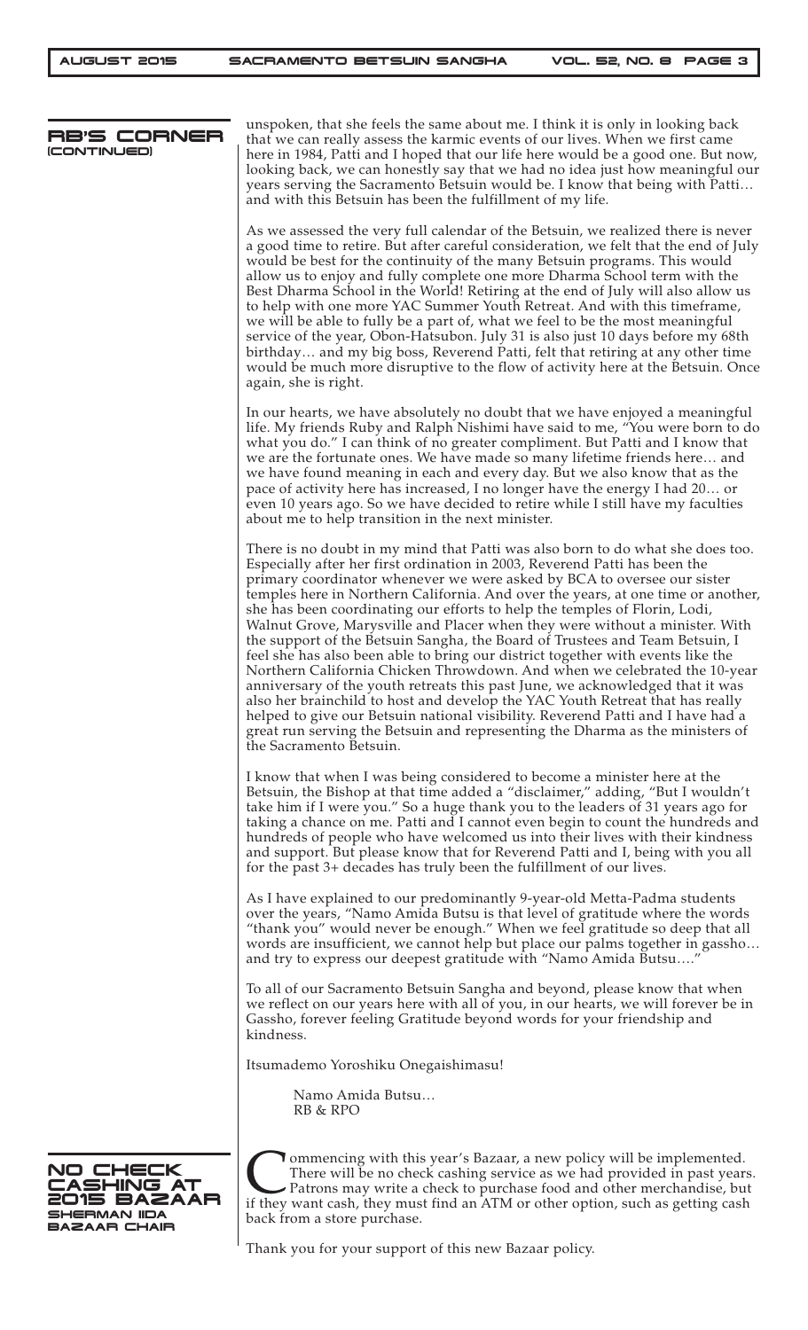## RB'S CORNER (CONTINUED)

unspoken, that she feels the same about me. I think it is only in looking back that we can really assess the karmic events of our lives. When we first came here in 1984, Patti and I hoped that our life here would be a good one. But now, looking back, we can honestly say that we had no idea just how meaningful our years serving the Sacramento Betsuin would be. I know that being with Patti… and with this Betsuin has been the fulfillment of my life.

As we assessed the very full calendar of the Betsuin, we realized there is never a good time to retire. But after careful consideration, we felt that the end of July would be best for the continuity of the many Betsuin programs. This would allow us to enjoy and fully complete one more Dharma School term with the Best Dharma School in the World! Retiring at the end of July will also allow us to help with one more YAC Summer Youth Retreat. And with this timeframe, we will be able to fully be a part of, what we feel to be the most meaningful service of the year, Obon-Hatsubon. July 31 is also just 10 days before my 68th birthday… and my big boss, Reverend Patti, felt that retiring at any other time would be much more disruptive to the flow of activity here at the Betsuin. Once again, she is right.

In our hearts, we have absolutely no doubt that we have enjoyed a meaningful life. My friends Ruby and Ralph Nishimi have said to me, "You were born to do what you do." I can think of no greater compliment. But Patti and I know that we are the fortunate ones. We have made so many lifetime friends here… and we have found meaning in each and every day. But we also know that as the pace of activity here has increased, I no longer have the energy I had 20… or even 10 years ago. So we have decided to retire while I still have my faculties about me to help transition in the next minister.

There is no doubt in my mind that Patti was also born to do what she does too. Especially after her first ordination in 2003, Reverend Patti has been the primary coordinator whenever we were asked by BCA to oversee our sister temples here in Northern California. And over the years, at one time or another, she has been coordinating our efforts to help the temples of Florin, Lodi, Walnut Grove, Marysville and Placer when they were without a minister. With the support of the Betsuin Sangha, the Board of Trustees and Team Betsuin, I feel she has also been able to bring our district together with events like the Northern California Chicken Throwdown. And when we celebrated the 10-year anniversary of the youth retreats this past June, we acknowledged that it was also her brainchild to host and develop the YAC Youth Retreat that has really helped to give our Betsuin national visibility. Reverend Patti and I have had a great run serving the Betsuin and representing the Dharma as the ministers of the Sacramento Betsuin.

I know that when I was being considered to become a minister here at the Betsuin, the Bishop at that time added a "disclaimer," adding, "But I wouldn't take him if I were you." So a huge thank you to the leaders of 31 years ago for taking a chance on me. Patti and I cannot even begin to count the hundreds and hundreds of people who have welcomed us into their lives with their kindness and support. But please know that for Reverend Patti and I, being with you all for the past 3+ decades has truly been the fulfillment of our lives.

As I have explained to our predominantly 9-year-old Metta-Padma students over the years, "Namo Amida Butsu is that level of gratitude where the words "thank you" would never be enough." When we feel gratitude so deep that all words are insufficient, we cannot help but place our palms together in gassho… and try to express our deepest gratitude with "Namo Amida Butsu…."

To all of our Sacramento Betsuin Sangha and beyond, please know that when we reflect on our years here with all of you, in our hearts, we will forever be in Gassho, forever feeling Gratitude beyond words for your friendship and kindness.

Itsumademo Yoroshiku Onegaishimasu!

Namo Amida Butsu…
RB & RPO

## NO CHECK CASHING AT 2015 BAZAAR

**SHERMAN IIDA**
**BAZAAR CHAIR**

Commencing with this year's Bazaar, a new policy will be implemented. There will be no check cashing service as we had provided in past years. Patrons may write a check to purchase food and other merchandise, but if they want cash, they must find an ATM or other option, such as getting cash back from a store purchase.

Thank you for your support of this new Bazaar policy.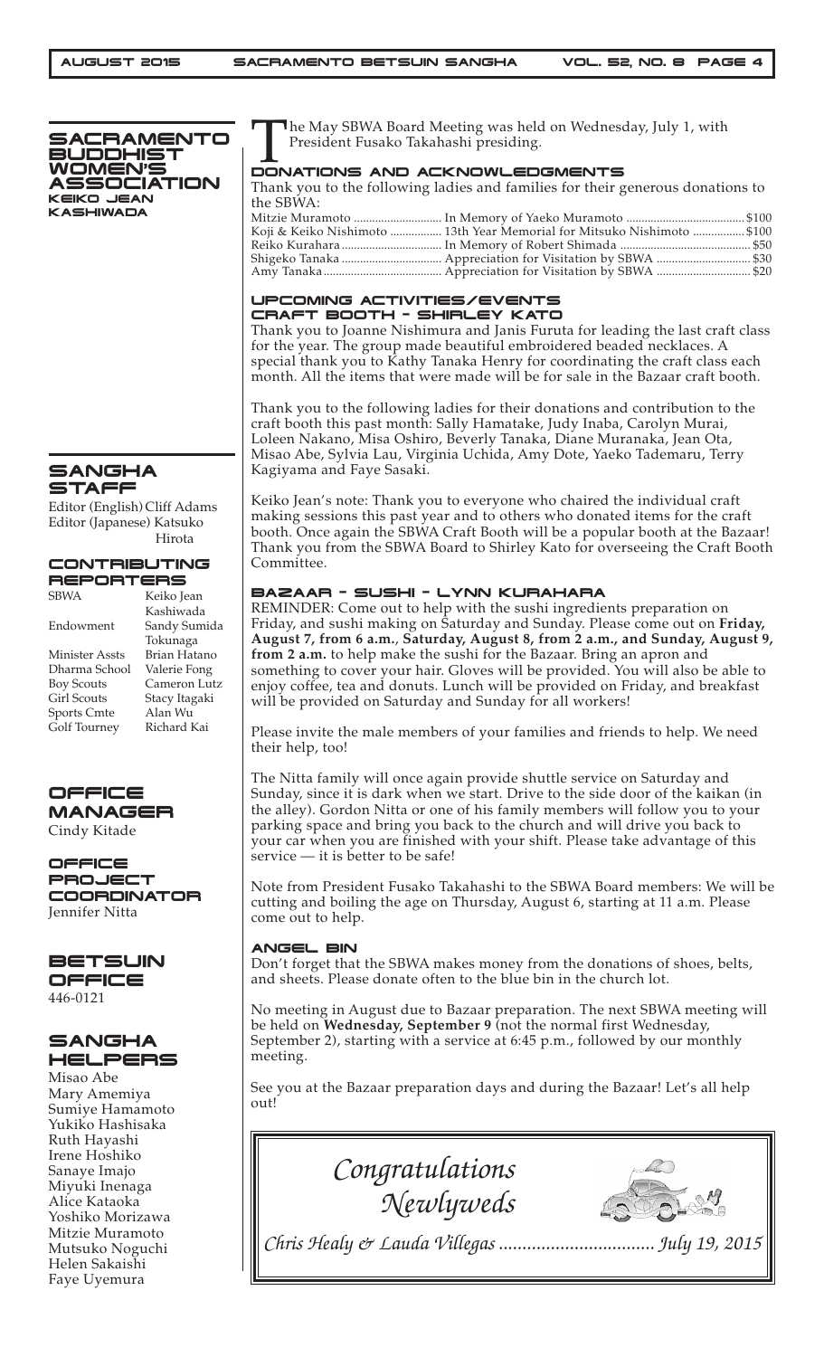# SACRAMENTO BUDDHIST WOMEN'S ASSOCIATION

**KEIKO JEAN KASHIWADA**

The May SBWA Board Meeting was held on Wednesday, July 1, with President Fusako Takahashi presiding.

## DONATIONS AND ACKNOWLEDGMENTS

Thank you to the following ladies and families for their generous donations to the SBWA:

| | | |
|---|---|---|
| Mitzie Muramoto | In Memory of Yaeko Muramoto | $100 |
| Koji & Keiko Nishimoto | 13th Year Memorial for Mitsuko Nishimoto | $100 |
| Reiko Kurahara | In Memory of Robert Shimada | $50 |
| Shigeko Tanaka | Appreciation for Visitation by SBWA | $30 |
| Amy Tanaka | Appreciation for Visitation by SBWA | $20 |

## UPCOMING ACTIVITIES/EVENTS

### CRAFT BOOTH – SHIRLEY KATO

Thank you to Joanne Nishimura and Janis Furuta for leading the last craft class for the year. The group made beautiful embroidered beaded necklaces. A special thank you to Kathy Tanaka Henry for coordinating the craft class each month. All the items that were made will be for sale in the Bazaar craft booth.

Thank you to the following ladies for their donations and contribution to the craft booth this past month: Sally Hamatake, Judy Inaba, Carolyn Murai, Loleen Nakano, Misa Oshiro, Beverly Tanaka, Diane Muranaka, Jean Ota, Misao Abe, Sylvia Lau, Virginia Uchida, Amy Dote, Yaeko Tademaru, Terry Kagiyama and Faye Sasaki.

Keiko Jean's note: Thank you to everyone who chaired the individual craft making sessions this past year and to others who donated items for the craft booth. Once again the SBWA Craft Booth will be a popular booth at the Bazaar! Thank you from the SBWA Board to Shirley Kato for overseeing the Craft Booth Committee.

### BAZAAR – SUSHI – LYNN KURAHARA

REMINDER: Come out to help with the sushi ingredients preparation on Friday, and sushi making on Saturday and Sunday. Please come out on **Friday, August 7, from 6 a.m., Saturday, August 8, from 2 a.m., and Sunday, August 9, from 2 a.m.** to help make the sushi for the Bazaar. Bring an apron and something to cover your hair. Gloves will be provided. You will also be able to enjoy coffee, tea and donuts. Lunch will be provided on Friday, and breakfast will be provided on Saturday and Sunday for all workers!

Please invite the male members of your families and friends to help. We need their help, too!

The Nitta family will once again provide shuttle service on Saturday and Sunday, since it is dark when we start. Drive to the side door of the kaikan (in the alley). Gordon Nitta or one of his family members will follow you to your parking space and bring you back to the church and will drive you back to your car when you are finished with your shift. Please take advantage of this service — it is better to be safe!

Note from President Fusako Takahashi to the SBWA Board members: We will be cutting and boiling the age on Thursday, August 6, starting at 11 a.m. Please come out to help.

### ANGEL BIN

Don't forget that the SBWA makes money from the donations of shoes, belts, and sheets. Please donate often to the blue bin in the church lot.

No meeting in August due to Bazaar preparation. The next SBWA meeting will be held on **Wednesday, September 9** (not the normal first Wednesday, September 2), starting with a service at 6:45 p.m., followed by our monthly meeting.

See you at the Bazaar preparation days and during the Bazaar! Let's all help out!

## *Congratulations Newlyweds*

*Chris Healy & Lauda Villegas ................................. July 19, 2015*

## SANGHA STAFF

Editor (English) Cliff Adams
Editor (Japanese) Katsuko Hirota

## CONTRIBUTING REPORTERS

| | |
|---|---|
| SBWA | Keiko Jean Kashiwada |
| Endowment | Sandy Sumida Tokunaga |
| Minister Assts | Brian Hatano |
| Dharma School | Valerie Fong |
| Boy Scouts | Cameron Lutz |
| Girl Scouts | Stacy Itagaki |
| Sports Cmte | Alan Wu |
| Golf Tourney | Richard Kai |

## OFFICE MANAGER

Cindy Kitade

## OFFICE PROJECT COORDINATOR

Jennifer Nitta

## BETSUIN OFFICE

446-0121

## SANGHA HELPERS

Misao Abe
Mary Amemiya
Sumiye Hamamoto
Yukiko Hashisaka
Ruth Hayashi
Irene Hoshiko
Sanaye Imajo
Miyuki Inenaga
Alice Kataoka
Yoshiko Morizawa
Mitzie Muramoto
Mutsuko Noguchi
Helen Sakaishi
Faye Uyemura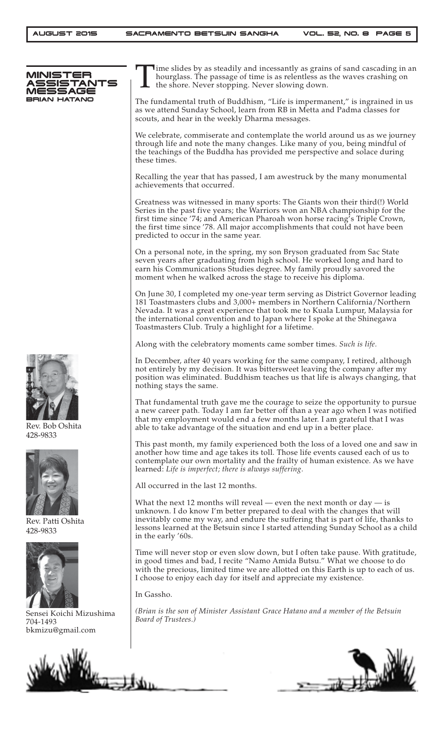## MINISTER ASSISTANTS MESSAGE

### BRIAN HATANO

Time slides by as steadily and incessantly as grains of sand cascading in an hourglass. The passage of time is as relentless as the waves crashing on the shore. Never stopping. Never slowing down.

The fundamental truth of Buddhism, "Life is impermanent," is ingrained in us as we attend Sunday School, learn from RB in Metta and Padma classes for scouts, and hear in the weekly Dharma messages.

We celebrate, commiserate and contemplate the world around us as we journey through life and note the many changes. Like many of you, being mindful of the teachings of the Buddha has provided me perspective and solace during these times.

Recalling the year that has passed, I am awestruck by the many monumental achievements that occurred.

Greatness was witnessed in many sports: The Giants won their third(!) World Series in the past five years; the Warriors won an NBA championship for the first time since '74; and American Pharoah won horse racing's Triple Crown, the first time since '78. All major accomplishments that could not have been predicted to occur in the same year.

On a personal note, in the spring, my son Bryson graduated from Sac State seven years after graduating from high school. He worked long and hard to earn his Communications Studies degree. My family proudly savored the moment when he walked across the stage to receive his diploma.

On June 30, I completed my one-year term serving as District Governor leading 181 Toastmasters clubs and 3,000+ members in Northern California/Northern Nevada. It was a great experience that took me to Kuala Lumpur, Malaysia for the international convention and to Japan where I spoke at the Shinegawa Toastmasters Club. Truly a highlight for a lifetime.

Along with the celebratory moments came somber times. *Such is life.*

In December, after 40 years working for the same company, I retired, although not entirely by my decision. It was bittersweet leaving the company after my position was eliminated. Buddhism teaches us that life is always changing, that nothing stays the same.

That fundamental truth gave me the courage to seize the opportunity to pursue a new career path. Today I am far better off than a year ago when I was notified that my employment would end a few months later. I am grateful that I was able to take advantage of the situation and end up in a better place.

This past month, my family experienced both the loss of a loved one and saw in another how time and age takes its toll. Those life events caused each of us to contemplate our own mortality and the frailty of human existence. As we have learned: *Life is imperfect; there is always suffering.*

All occurred in the last 12 months.

What the next 12 months will reveal — even the next month or day — is unknown. I do know I'm better prepared to deal with the changes that will inevitably come my way, and endure the suffering that is part of life, thanks to lessons learned at the Betsuin since I started attending Sunday School as a child in the early '60s.

Time will never stop or even slow down, but I often take pause. With gratitude, in good times and bad, I recite "Namo Amida Butsu." What we choose to do with the precious, limited time we are allotted on this Earth is up to each of us. I choose to enjoy each day for itself and appreciate my existence.

In Gassho.

*(Brian is the son of Minister Assistant Grace Hatano and a member of the Betsuin Board of Trustees.)*

Rev. Bob Oshita
428-9833

Rev. Patti Oshita
428-9833

Sensei Koichi Mizushima
704-1493
bkmizu@gmail.com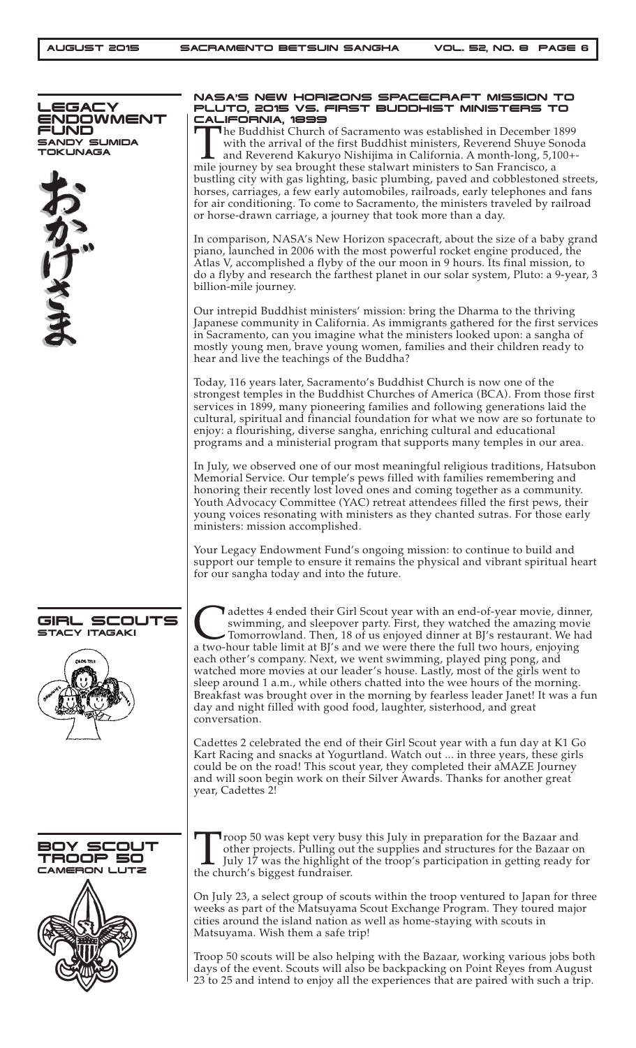## LEGACY ENDOWMENT FUND
### SANDY SUMIDA TOKUNAGA

おかげさま

### NASA'S NEW HORIZONS SPACECRAFT MISSION TO PLUTO, 2015 VS. FIRST BUDDHIST MINISTERS TO CALIFORNIA, 1899

The Buddhist Church of Sacramento was established in December 1899 with the arrival of the first Buddhist ministers, Reverend Shuye Sonoda and Reverend Kakuryo Nishijima in California. A month-long, 5,100+-mile journey by sea brought these stalwart ministers to San Francisco, a bustling city with gas lighting, basic plumbing, paved and cobblestoned streets, horses, carriages, a few early automobiles, railroads, early telephones and fans for air conditioning. To come to Sacramento, the ministers traveled by railroad or horse-drawn carriage, a journey that took more than a day.

In comparison, NASA's New Horizon spacecraft, about the size of a baby grand piano, launched in 2006 with the most powerful rocket engine produced, the Atlas V, accomplished a flyby of the our moon in 9 hours. Its final mission, to do a flyby and research the farthest planet in our solar system, Pluto: a 9-year, 3 billion-mile journey.

Our intrepid Buddhist ministers' mission: bring the Dharma to the thriving Japanese community in California. As immigrants gathered for the first services in Sacramento, can you imagine what the ministers looked upon: a sangha of mostly young men, brave young women, families and their children ready to hear and live the teachings of the Buddha?

Today, 116 years later, Sacramento's Buddhist Church is now one of the strongest temples in the Buddhist Churches of America (BCA). From those first services in 1899, many pioneering families and following generations laid the cultural, spiritual and financial foundation for what we now are so fortunate to enjoy: a flourishing, diverse sangha, enriching cultural and educational programs and a ministerial program that supports many temples in our area.

In July, we observed one of our most meaningful religious traditions, Hatsubon Memorial Service. Our temple's pews filled with families remembering and honoring their recently lost loved ones and coming together as a community. Youth Advocacy Committee (YAC) retreat attendees filled the first pews, their young voices resonating with ministers as they chanted sutras. For those early ministers: mission accomplished.

Your Legacy Endowment Fund's ongoing mission: to continue to build and support our temple to ensure it remains the physical and vibrant spiritual heart for our sangha today and into the future.

## GIRL SCOUTS
### STACY ITAGAKI

Cadettes 4 ended their Girl Scout year with an end-of-year movie, dinner, swimming, and sleepover party. First, they watched the amazing movie Tomorrowland. Then, 18 of us enjoyed dinner at BJ's restaurant. We had a two-hour table limit at BJ's and we were there the full two hours, enjoying each other's company. Next, we went swimming, played ping pong, and watched more movies at our leader's house. Lastly, most of the girls went to sleep around 1 a.m., while others chatted into the wee hours of the morning. Breakfast was brought over in the morning by fearless leader Janet! It was a fun day and night filled with good food, laughter, sisterhood, and great conversation.

Cadettes 2 celebrated the end of their Girl Scout year with a fun day at K1 Go Kart Racing and snacks at Yogurtland. Watch out ... in three years, these girls could be on the road! This scout year, they completed their aMAZE Journey and will soon begin work on their Silver Awards. Thanks for another great year, Cadettes 2!

## BOY SCOUT TROOP 50
### CAMERON LUTZ

Troop 50 was kept very busy this July in preparation for the Bazaar and other projects. Pulling out the supplies and structures for the Bazaar on July 17 was the highlight of the troop's participation in getting ready for the church's biggest fundraiser.

On July 23, a select group of scouts within the troop ventured to Japan for three weeks as part of the Matsuyama Scout Exchange Program. They toured major cities around the island nation as well as home-staying with scouts in Matsuyama. Wish them a safe trip!

Troop 50 scouts will be also helping with the Bazaar, working various jobs both days of the event. Scouts will also be backpacking on Point Reyes from August 23 to 25 and intend to enjoy all the experiences that are paired with such a trip.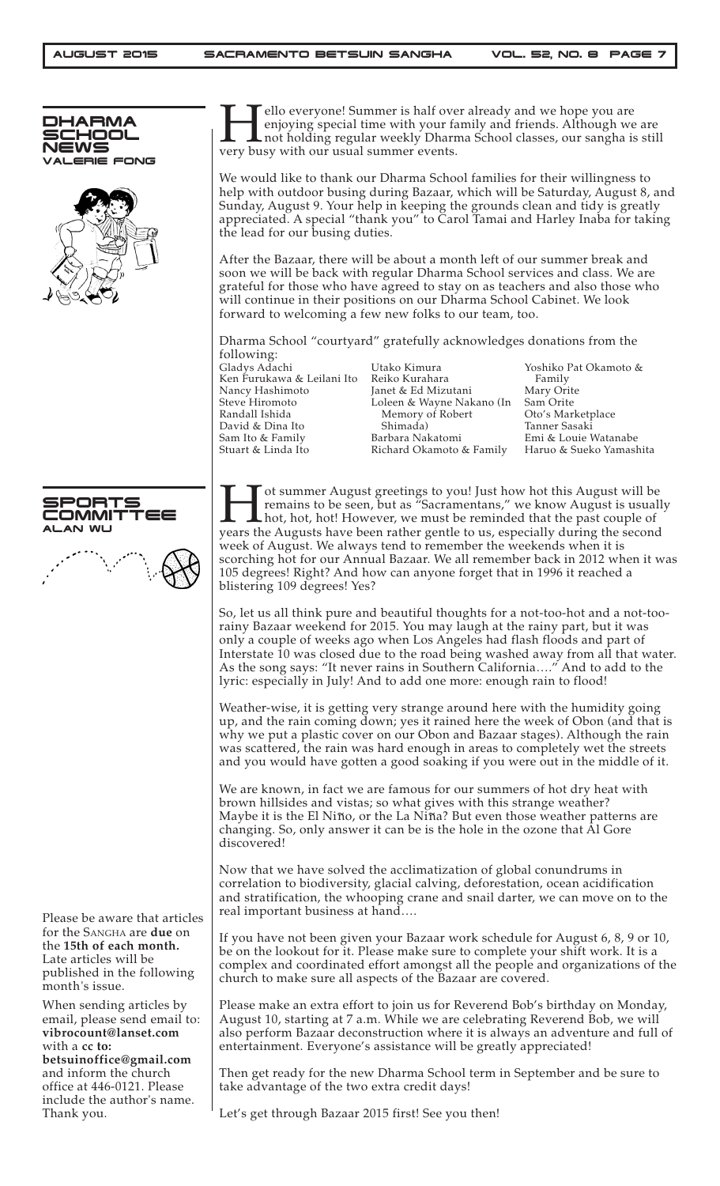## DHARMA SCHOOL NEWS
### VALERIE FONG

Hello everyone! Summer is half over already and we hope you are enjoying special time with your family and friends. Although we are not holding regular weekly Dharma School classes, our sangha is still very busy with our usual summer events.

We would like to thank our Dharma School families for their willingness to help with outdoor busing during Bazaar, which will be Saturday, August 8, and Sunday, August 9. Your help in keeping the grounds clean and tidy is greatly appreciated. A special "thank you" to Carol Tamai and Harley Inaba for taking the lead for our busing duties.

After the Bazaar, there will be about a month left of our summer break and soon we will be back with regular Dharma School services and class. We are grateful for those who have agreed to stay on as teachers and also those who will continue in their positions on our Dharma School Cabinet. We look forward to welcoming a few new folks to our team, too.

Dharma School "courtyard" gratefully acknowledges donations from the following:

Gladys Adachi
Ken Furukawa & Leilani Ito
Nancy Hashimoto
Steve Hiromoto
Randall Ishida
David & Dina Ito
Sam Ito & Family
Stuart & Linda Ito
Utako Kimura
Reiko Kurahara
Janet & Ed Mizutani
Loleen & Wayne Nakano (In Memory of Robert Shimada)
Barbara Nakatomi
Richard Okamoto & Family
Yoshiko Pat Okamoto & Family
Mary Orite
Sam Orite
Oto's Marketplace
Tanner Sasaki
Emi & Louie Watanabe
Haruo & Sueko Yamashita

## SPORTS COMMITTEE
### ALAN WU

Hot summer August greetings to you! Just how hot this August will be remains to be seen, but as "Sacramentans," we know August is usually hot, hot, hot! However, we must be reminded that the past couple of years the Augusts have been rather gentle to us, especially during the second week of August. We always tend to remember the weekends when it is scorching hot for our Annual Bazaar. We all remember back in 2012 when it was 105 degrees! Right? And how can anyone forget that in 1996 it reached a blistering 109 degrees! Yes?

So, let us all think pure and beautiful thoughts for a not-too-hot and a not-too-rainy Bazaar weekend for 2015. You may laugh at the rainy part, but it was only a couple of weeks ago when Los Angeles had flash floods and part of Interstate 10 was closed due to the road being washed away from all that water. As the song says: "It never rains in Southern California…." And to add to the lyric: especially in July! And to add one more: enough rain to flood!

Weather-wise, it is getting very strange around here with the humidity going up, and the rain coming down; yes it rained here the week of Obon (and that is why we put a plastic cover on our Obon and Bazaar stages). Although the rain was scattered, the rain was hard enough in areas to completely wet the streets and you would have gotten a good soaking if you were out in the middle of it.

We are known, in fact we are famous for our summers of hot dry heat with brown hillsides and vistas; so what gives with this strange weather? Maybe it is the El Niño, or the La Niña? But even those weather patterns are changing. So, only answer it can be is the hole in the ozone that Al Gore discovered!

Now that we have solved the acclimatization of global conundrums in correlation to biodiversity, glacial calving, deforestation, ocean acidification and stratification, the whooping crane and snail darter, we can move on to the real important business at hand….

If you have not been given your Bazaar work schedule for August 6, 8, 9 or 10, be on the lookout for it. Please make sure to complete your shift work. It is a complex and coordinated effort amongst all the people and organizations of the church to make sure all aspects of the Bazaar are covered.

Please make an extra effort to join us for Reverend Bob's birthday on Monday, August 10, starting at 7 a.m. While we are celebrating Reverend Bob, we will also perform Bazaar deconstruction where it is always an adventure and full of entertainment. Everyone's assistance will be greatly appreciated!

Then get ready for the new Dharma School term in September and be sure to take advantage of the two extra credit days!

Let's get through Bazaar 2015 first! See you then!

---

Please be aware that articles for the SANGHA are **due** on the **15th of each month.** Late articles will be published in the following month's issue.

When sending articles by email, please send email to: **vibrocount@lanset.com** with a **cc to: betsuinoffice@gmail.com** and inform the church office at 446-0121. Please include the author's name. Thank you.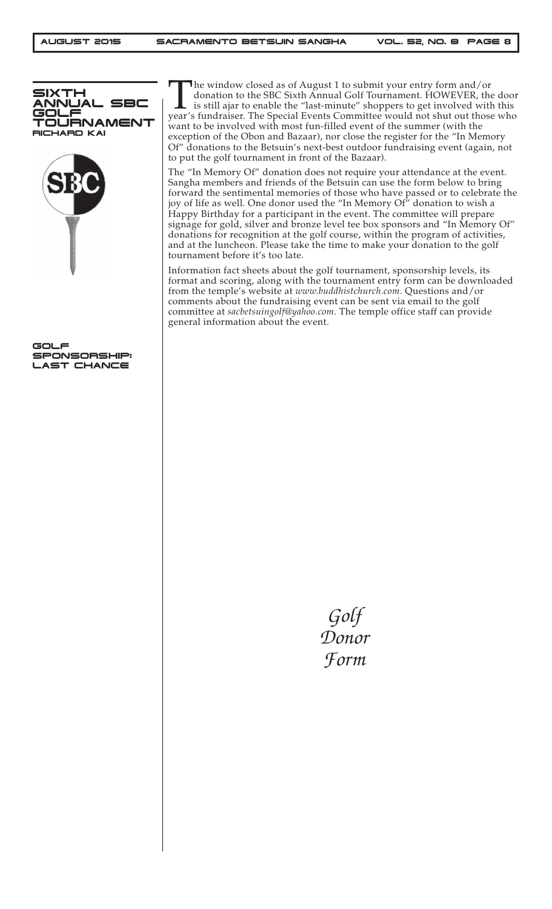## SIXTH ANNUAL SBC GOLF TOURNAMENT

**RICHARD KAI**

### GOLF SPONSORSHIP: LAST CHANCE

The window closed as of August 1 to submit your entry form and/or donation to the SBC Sixth Annual Golf Tournament. HOWEVER, the door is still ajar to enable the "last-minute" shoppers to get involved with this year's fundraiser. The Special Events Committee would not shut out those who want to be involved with most fun-filled event of the summer (with the exception of the Obon and Bazaar), nor close the register for the "In Memory Of" donations to the Betsuin's next-best outdoor fundraising event (again, not to put the golf tournament in front of the Bazaar).

The "In Memory Of" donation does not require your attendance at the event. Sangha members and friends of the Betsuin can use the form below to bring forward the sentimental memories of those who have passed or to celebrate the joy of life as well. One donor used the "In Memory Of" donation to wish a Happy Birthday for a participant in the event. The committee will prepare signage for gold, silver and bronze level tee box sponsors and "In Memory Of" donations for recognition at the golf course, within the program of activities, and at the luncheon. Please take the time to make your donation to the golf tournament before it's too late.

Information fact sheets about the golf tournament, sponsorship levels, its format and scoring, along with the tournament entry form can be downloaded from the temple's website at *www.buddhistchurch.com*. Questions and/or comments about the fundraising event can be sent via email to the golf committee at *sacbetsuingolf@yahoo.com*. The temple office staff can provide general information about the event.

*Golf Donor Form*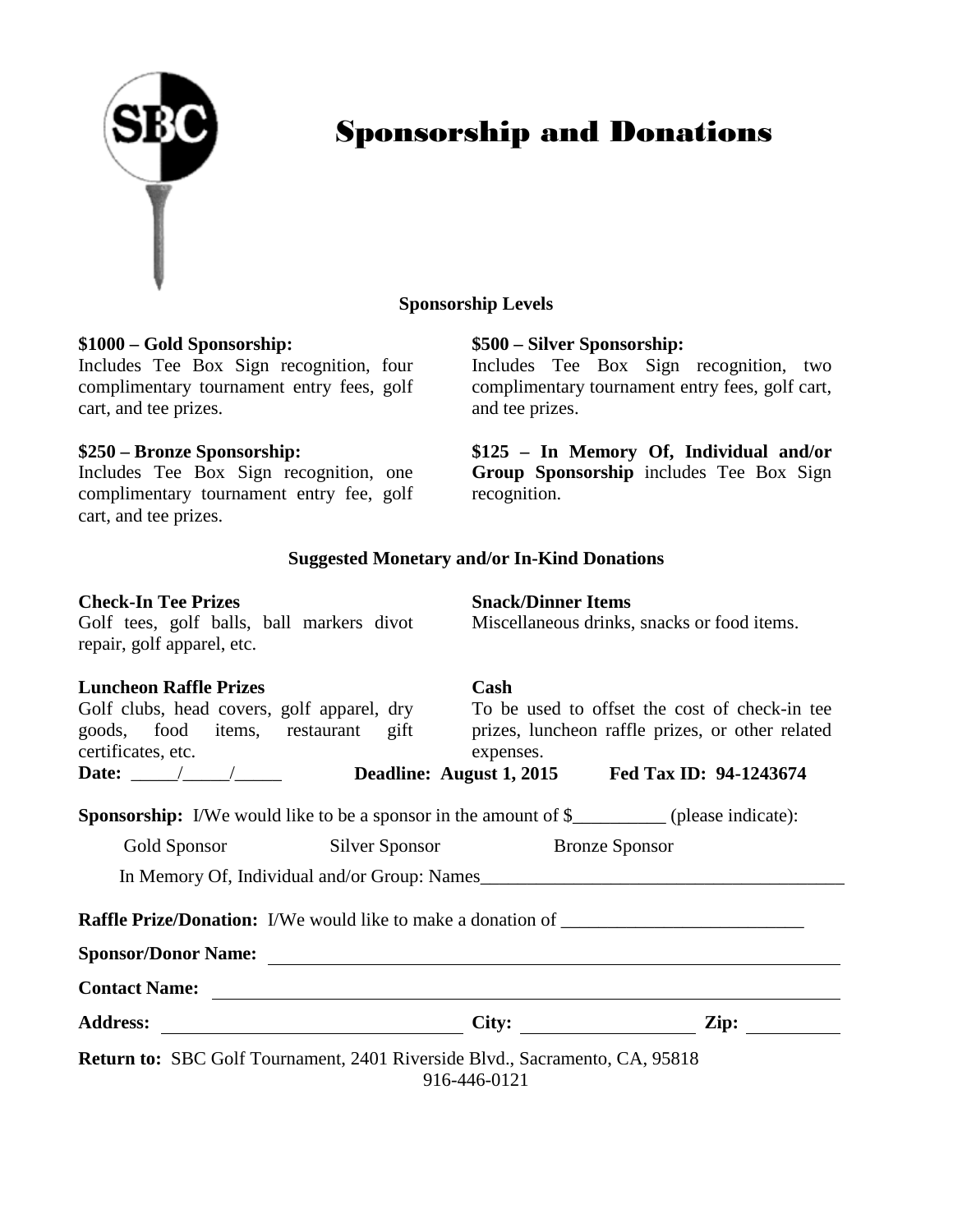# Sponsorship and Donations

**Sponsorship Levels**

**$1000 – Gold Sponsorship:**
Includes Tee Box Sign recognition, four complimentary tournament entry fees, golf cart, and tee prizes.

**$500 – Silver Sponsorship:**
Includes Tee Box Sign recognition, two complimentary tournament entry fees, golf cart, and tee prizes.

**$250 – Bronze Sponsorship:**
Includes Tee Box Sign recognition, one complimentary tournament entry fee, golf cart, and tee prizes.

**$125 – In Memory Of, Individual and/or Group Sponsorship** includes Tee Box Sign recognition.

**Suggested Monetary and/or In-Kind Donations**

**Check-In Tee Prizes**
Golf tees, golf balls, ball markers divot repair, golf apparel, etc.

**Snack/Dinner Items**
Miscellaneous drinks, snacks or food items.

**Luncheon Raffle Prizes**
Golf clubs, head covers, golf apparel, dry goods, food items, restaurant gift certificates, etc.

**Cash**
To be used to offset the cost of check-in tee prizes, luncheon raffle prizes, or other related expenses.

**Date:** _____/_____/_____ **Deadline: August 1, 2015** **Fed Tax ID: 94-1243674**

**Sponsorship:** I/We would like to be a sponsor in the amount of $__________ (please indicate):

Gold Sponsor Silver Sponsor Bronze Sponsor

In Memory Of, Individual and/or Group: Names_______________________________________

**Raffle Prize/Donation:** I/We would like to make a donation of __________________________

**Sponsor/Donor Name:** ________________________________________________________________

**Contact Name:** ________________________________________________________________

**Address:** ________________________________ **City:** ___________________ **Zip:** __________

**Return to:** SBC Golf Tournament, 2401 Riverside Blvd., Sacramento, CA, 95818
916-446-0121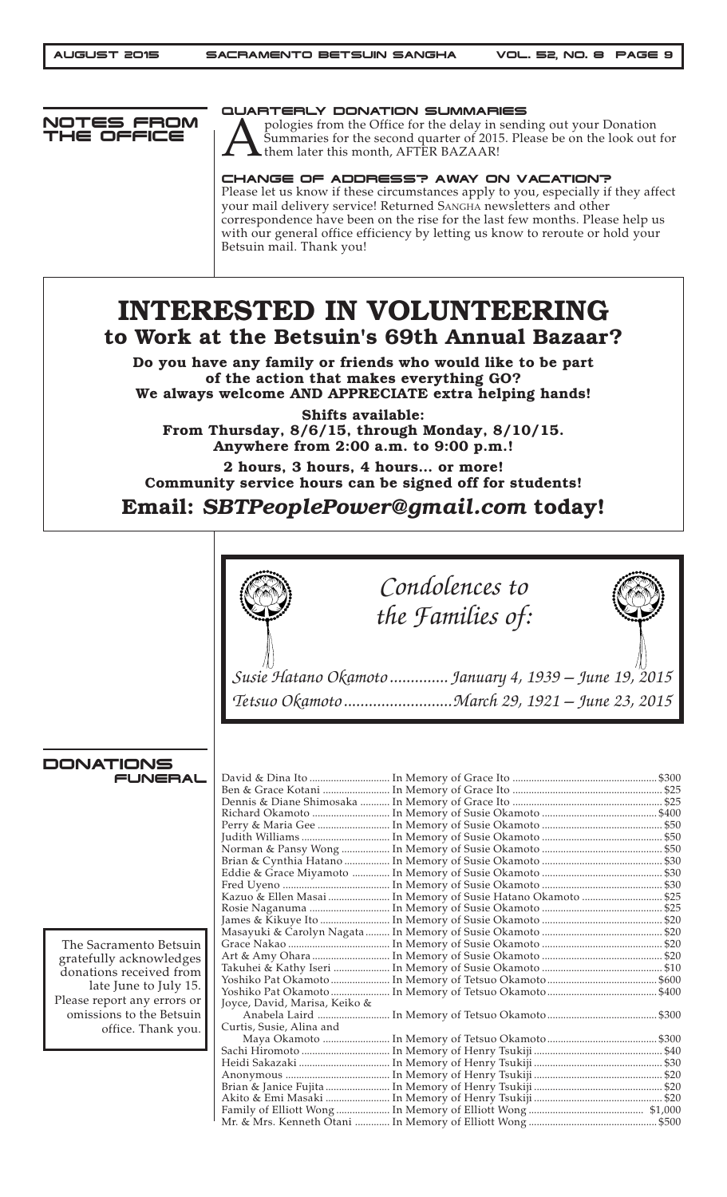## NOTES FROM THE OFFICE

### QUARTERLY DONATION SUMMARIES

Apologies from the Office for the delay in sending out your Donation Summaries for the second quarter of 2015. Please be on the look out for them later this month, AFTER BAZAAR!

### CHANGE OF ADDRESS? AWAY ON VACATION?

Please let us know if these circumstances apply to you, especially if they affect your mail delivery service! Returned SANGHA newsletters and other correspondence have been on the rise for the last few months. Please help us with our general office efficiency by letting us know to reroute or hold your Betsuin mail. Thank you!

# INTERESTED IN VOLUNTEERING
## to Work at the Betsuin's 69th Annual Bazaar?

**Do you have any family or friends who would like to be part of the action that makes everything GO?**
**We always welcome AND APPRECIATE extra helping hands!**

**Shifts available:**
**From Thursday, 8/6/15, through Monday, 8/10/15.**
**Anywhere from 2:00 a.m. to 9:00 p.m.!**

**2 hours, 3 hours, 4 hours... or more!**
**Community service hours can be signed off for students!**

**Email: *SBTPeoplePower@gmail.com* today!**

## *Condolences to the Families of:*

*Susie Hatano Okamoto .............. January 4, 1939 – June 19, 2015*
*Tetsuo Okamoto ..........................March 29, 1921 – June 23, 2015*

## DONATIONS
### FUNERAL

The Sacramento Betsuin gratefully acknowledges donations received from late June to July 15. Please report any errors or omissions to the Betsuin office. Thank you.

| | | |
|---|---|---|
| David & Dina Ito | In Memory of Grace Ito | $300 |
| Ben & Grace Kotani | In Memory of Grace Ito | $25 |
| Dennis & Diane Shimosaka | In Memory of Grace Ito | $25 |
| Richard Okamoto | In Memory of Susie Okamoto | $400 |
| Perry & Maria Gee | In Memory of Susie Okamoto | $50 |
| Judith Williams | In Memory of Susie Okamoto | $50 |
| Norman & Pansy Wong | In Memory of Susie Okamoto | $50 |
| Brian & Cynthia Hatano | In Memory of Susie Okamoto | $30 |
| Eddie & Grace Miyamoto | In Memory of Susie Okamoto | $30 |
| Fred Uyeno | In Memory of Susie Okamoto | $30 |
| Kazuo & Ellen Masai | In Memory of Susie Hatano Okamoto | $25 |
| Rosie Naganuma | In Memory of Susie Okamoto | $25 |
| James & Kikuye Ito | In Memory of Susie Okamoto | $20 |
| Masayuki & Carolyn Nagata | In Memory of Susie Okamoto | $20 |
| Grace Nakao | In Memory of Susie Okamoto | $20 |
| Art & Amy Ohara | In Memory of Susie Okamoto | $20 |
| Takuhei & Kathy Iseri | In Memory of Susie Okamoto | $10 |
| Yoshiko Pat Okamoto | In Memory of Tetsuo Okamoto | $600 |
| Yoshiko Pat Okamoto | In Memory of Tetsuo Okamoto | $400 |
| Joyce, David, Marisa, Keiko & Anabela Laird | In Memory of Tetsuo Okamoto | $300 |
| Curtis, Susie, Alina and Maya Okamoto | In Memory of Tetsuo Okamoto | $300 |
| Sachi Hiromoto | In Memory of Henry Tsukiji | $40 |
| Heidi Sakazaki | In Memory of Henry Tsukiji | $30 |
| Anonymous | In Memory of Henry Tsukiji | $20 |
| Brian & Janice Fujita | In Memory of Henry Tsukiji | $20 |
| Akito & Emi Masaki | In Memory of Henry Tsukiji | $20 |
| Family of Elliott Wong | In Memory of Elliott Wong | $1,000 |
| Mr. & Mrs. Kenneth Otani | In Memory of Elliott Wong | $500 |